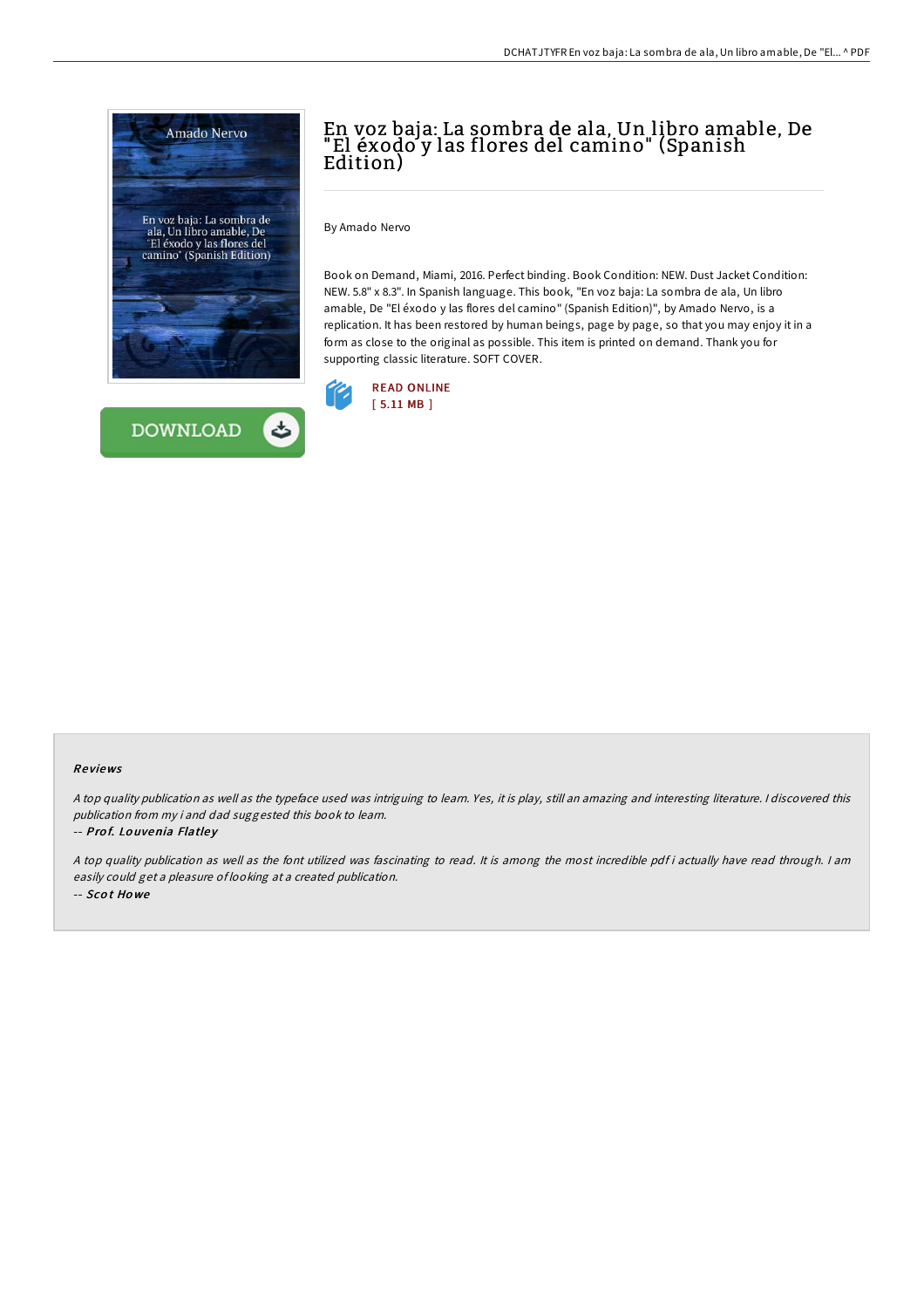# En voz baja: La sombra de ala, Un libro amable, De "El éxodo y las flores del camino" (Spanish Edition)

By Amado Nervo

Book on Demand, Miami, 2016. Perfect binding. Book Condition: NEW. Dust Jacket Condition: NEW. 5.8" x 8.3". In Spanish language. This book, "En voz baja: La sombra de ala, Un libro amable, De "El éxodo y las flores del camino" (Spanish Edition)", by Amado Nervo, is a replication. It has been restored by human beings, page by page, so that you may enjoy it in a form as close to the original as possible. This item is printed on demand. Thank you for supporting classic literature. SOFT COVER.

READ ONLINE
[ 5.11 MB ]

DOWNLOAD

### Reviews

*A top quality publication as well as the typeface used was intriguing to learn. Yes, it is play, still an amazing and interesting literature. I discovered this publication from my i and dad suggested this book to learn.*

-- ***Prof. Louvenia Flatley***

*A top quality publication as well as the font utilized was fascinating to read. It is among the most incredible pdf i actually have read through. I am easily could get a pleasure of looking at a created publication.*

-- ***Scot Howe***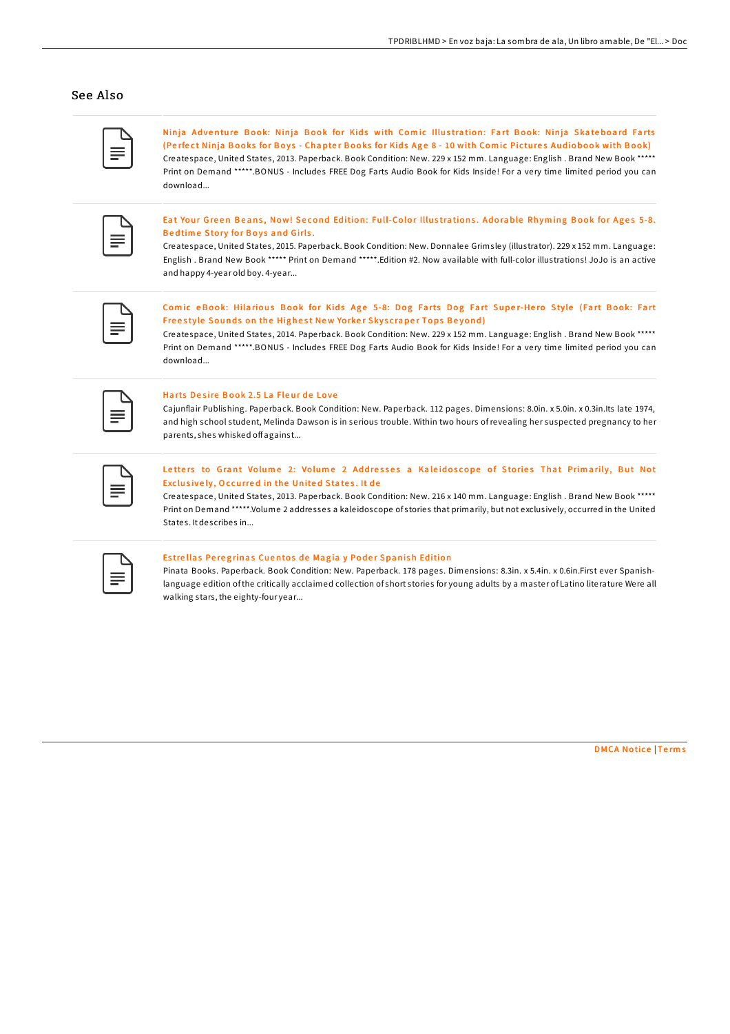## See Also

**Ninja Adventure Book: Ninja Book for Kids with Comic Illustration: Fart Book: Ninja Skateboard Farts (Perfect Ninja Books for Boys - Chapter Books for Kids Age 8 - 10 with Comic Pictures Audiobook with Book)**

Createspace, United States, 2013. Paperback. Book Condition: New. 229 x 152 mm. Language: English . Brand New Book ***** Print on Demand *****.BONUS - Includes FREE Dog Farts Audio Book for Kids Inside! For a very time limited period you can download...

**Eat Your Green Beans, Now! Second Edition: Full-Color Illustrations. Adorable Rhyming Book for Ages 5-8. Bedtime Story for Boys and Girls.**

Createspace, United States, 2015. Paperback. Book Condition: New. Donnalee Grimsley (illustrator). 229 x 152 mm. Language: English . Brand New Book ***** Print on Demand *****.Edition #2. Now available with full-color illustrations! JoJo is an active and happy 4-year old boy. 4-year...

**Comic eBook: Hilarious Book for Kids Age 5-8: Dog Farts Dog Fart Super-Hero Style (Fart Book: Fart Freestyle Sounds on the Highest New Yorker Skyscraper Tops Beyond)**

Createspace, United States, 2014. Paperback. Book Condition: New. 229 x 152 mm. Language: English . Brand New Book ***** Print on Demand *****.BONUS - Includes FREE Dog Farts Audio Book for Kids Inside! For a very time limited period you can download...

**Harts Desire Book 2.5 La Fleur de Love**

Cajunflair Publishing. Paperback. Book Condition: New. Paperback. 112 pages. Dimensions: 8.0in. x 5.0in. x 0.3in.Its late 1974, and high school student, Melinda Dawson is in serious trouble. Within two hours of revealing her suspected pregnancy to her parents, shes whisked off against...

**Letters to Grant Volume 2: Volume 2 Addresses a Kaleidoscope of Stories That Primarily, But Not Exclusively, Occurred in the United States. It de**

Createspace, United States, 2013. Paperback. Book Condition: New. 216 x 140 mm. Language: English . Brand New Book ***** Print on Demand *****.Volume 2 addresses a kaleidoscope of stories that primarily, but not exclusively, occurred in the United States. It describes in...

**Estrellas Peregrinas Cuentos de Magia y Poder Spanish Edition**

Pinata Books. Paperback. Book Condition: New. Paperback. 178 pages. Dimensions: 8.3in. x 5.4in. x 0.6in.First ever Spanish-language edition of the critically acclaimed collection of short stories for young adults by a master of Latino literature Were all walking stars, the eighty-four year...